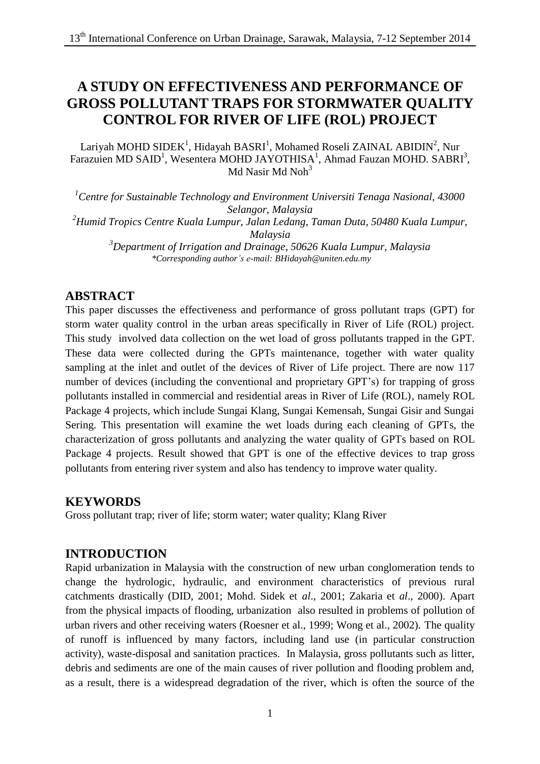# A STUDY ON EFFECTIVENESS AND PERFORMANCE OF GROSS POLLUTANT TRAPS FOR STORMWATER QUALITY CONTROL FOR RIVER OF LIFE (ROL) PROJECT

Lariyah MOHD SIDEK[1], Hidayah BASRI[1], Mohamed Roseli ZAINAL ABIDIN[2], Nur Farazuien MD SAID[1], Wesentera MOHD JAYOTHISA[1], Ahmad Fauzan MOHD. SABRI[3], Md Nasir Md Noh[3]

[1]*Centre for Sustainable Technology and Environment Universiti Tenaga Nasional, 43000 Selangor, Malaysia*
[2]*Humid Tropics Centre Kuala Lumpur, Jalan Ledang, Taman Duta, 50480 Kuala Lumpur, Malaysia*
[3]*Department of Irrigation and Drainage, 50626 Kuala Lumpur, Malaysia*
*\*Corresponding author's e-mail: BHidayah@uniten.edu.my*

## ABSTRACT

This paper discusses the effectiveness and performance of gross pollutant traps (GPT) for storm water quality control in the urban areas specifically in River of Life (ROL) project. This study involved data collection on the wet load of gross pollutants trapped in the GPT. These data were collected during the GPTs maintenance, together with water quality sampling at the inlet and outlet of the devices of River of Life project. There are now 117 number of devices (including the conventional and proprietary GPT's) for trapping of gross pollutants installed in commercial and residential areas in River of Life (ROL), namely ROL Package 4 projects, which include Sungai Klang, Sungai Kemensah, Sungai Gisir and Sungai Sering. This presentation will examine the wet loads during each cleaning of GPTs, the characterization of gross pollutants and analyzing the water quality of GPTs based on ROL Package 4 projects. Result showed that GPT is one of the effective devices to trap gross pollutants from entering river system and also has tendency to improve water quality.

## KEYWORDS

Gross pollutant trap; river of life; storm water; water quality; Klang River

## INTRODUCTION

Rapid urbanization in Malaysia with the construction of new urban conglomeration tends to change the hydrologic, hydraulic, and environment characteristics of previous rural catchments drastically (DID, 2001; Mohd. Sidek et *al*., 2001; Zakaria et *al*., 2000). Apart from the physical impacts of flooding, urbanization also resulted in problems of pollution of urban rivers and other receiving waters (Roesner et al., 1999; Wong et al., 2002). The quality of runoff is influenced by many factors, including land use (in particular construction activity), waste-disposal and sanitation practices. In Malaysia, gross pollutants such as litter, debris and sediments are one of the main causes of river pollution and flooding problem and, as a result, there is a widespread degradation of the river, which is often the source of the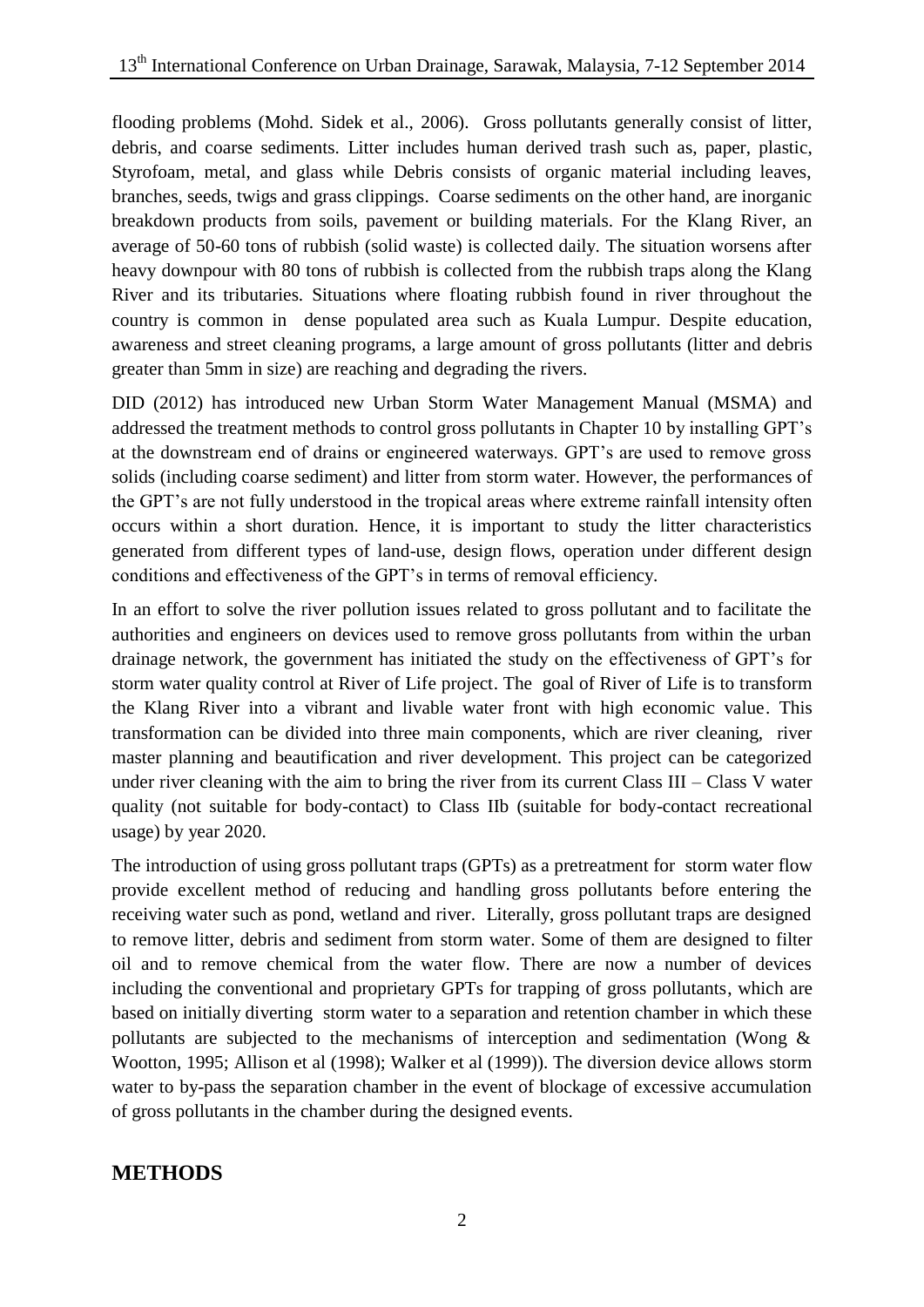flooding problems (Mohd. Sidek et al., 2006). Gross pollutants generally consist of litter, debris, and coarse sediments. Litter includes human derived trash such as, paper, plastic, Styrofoam, metal, and glass while Debris consists of organic material including leaves, branches, seeds, twigs and grass clippings. Coarse sediments on the other hand, are inorganic breakdown products from soils, pavement or building materials. For the Klang River, an average of 50-60 tons of rubbish (solid waste) is collected daily. The situation worsens after heavy downpour with 80 tons of rubbish is collected from the rubbish traps along the Klang River and its tributaries. Situations where floating rubbish found in river throughout the country is common in dense populated area such as Kuala Lumpur. Despite education, awareness and street cleaning programs, a large amount of gross pollutants (litter and debris greater than 5mm in size) are reaching and degrading the rivers.

DID (2012) has introduced new Urban Storm Water Management Manual (MSMA) and addressed the treatment methods to control gross pollutants in Chapter 10 by installing GPT's at the downstream end of drains or engineered waterways. GPT's are used to remove gross solids (including coarse sediment) and litter from storm water. However, the performances of the GPT's are not fully understood in the tropical areas where extreme rainfall intensity often occurs within a short duration. Hence, it is important to study the litter characteristics generated from different types of land-use, design flows, operation under different design conditions and effectiveness of the GPT's in terms of removal efficiency.

In an effort to solve the river pollution issues related to gross pollutant and to facilitate the authorities and engineers on devices used to remove gross pollutants from within the urban drainage network, the government has initiated the study on the effectiveness of GPT's for storm water quality control at River of Life project. The goal of River of Life is to transform the Klang River into a vibrant and livable water front with high economic value. This transformation can be divided into three main components, which are river cleaning, river master planning and beautification and river development. This project can be categorized under river cleaning with the aim to bring the river from its current Class III – Class V water quality (not suitable for body-contact) to Class IIb (suitable for body-contact recreational usage) by year 2020.

The introduction of using gross pollutant traps (GPTs) as a pretreatment for storm water flow provide excellent method of reducing and handling gross pollutants before entering the receiving water such as pond, wetland and river. Literally, gross pollutant traps are designed to remove litter, debris and sediment from storm water. Some of them are designed to filter oil and to remove chemical from the water flow. There are now a number of devices including the conventional and proprietary GPTs for trapping of gross pollutants, which are based on initially diverting storm water to a separation and retention chamber in which these pollutants are subjected to the mechanisms of interception and sedimentation (Wong & Wootton, 1995; Allison et al (1998); Walker et al (1999)). The diversion device allows storm water to by-pass the separation chamber in the event of blockage of excessive accumulation of gross pollutants in the chamber during the designed events.

## METHODS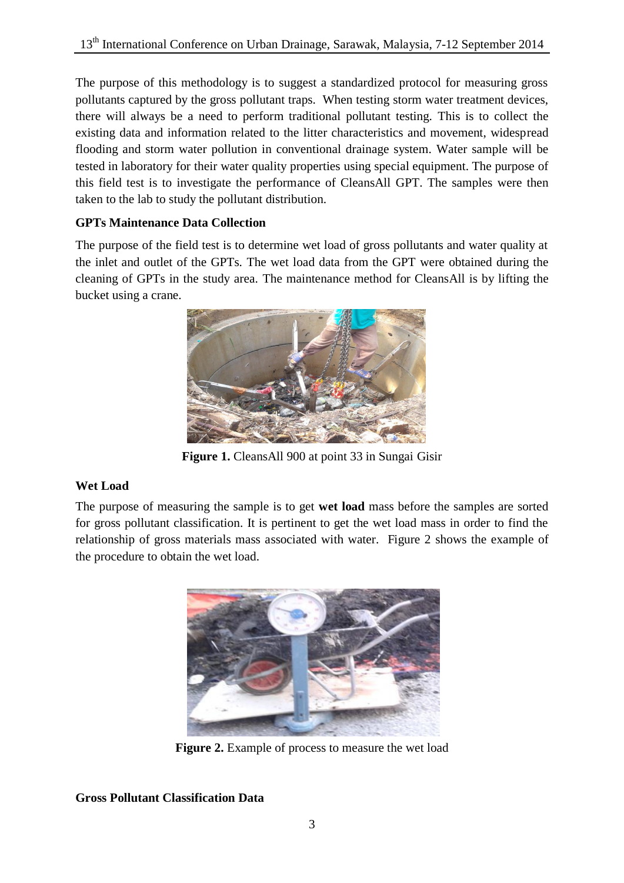The purpose of this methodology is to suggest a standardized protocol for measuring gross pollutants captured by the gross pollutant traps. When testing storm water treatment devices, there will always be a need to perform traditional pollutant testing. This is to collect the existing data and information related to the litter characteristics and movement, widespread flooding and storm water pollution in conventional drainage system. Water sample will be tested in laboratory for their water quality properties using special equipment. The purpose of this field test is to investigate the performance of CleansAll GPT. The samples were then taken to the lab to study the pollutant distribution.

### GPTs Maintenance Data Collection

The purpose of the field test is to determine wet load of gross pollutants and water quality at the inlet and outlet of the GPTs. The wet load data from the GPT were obtained during the cleaning of GPTs in the study area. The maintenance method for CleansAll is by lifting the bucket using a crane.

**Figure 1.** CleansAll 900 at point 33 in Sungai Gisir

### Wet Load

The purpose of measuring the sample is to get **wet load** mass before the samples are sorted for gross pollutant classification. It is pertinent to get the wet load mass in order to find the relationship of gross materials mass associated with water. Figure 2 shows the example of the procedure to obtain the wet load.

**Figure 2.** Example of process to measure the wet load

### Gross Pollutant Classification Data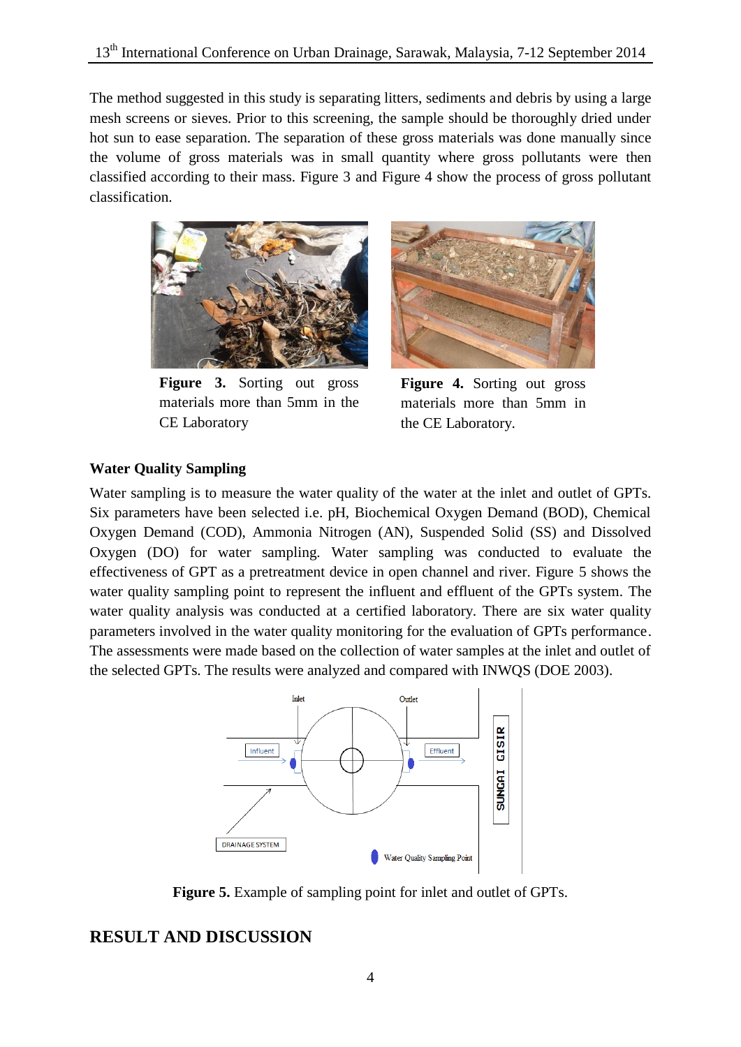The method suggested in this study is separating litters, sediments and debris by using a large mesh screens or sieves. Prior to this screening, the sample should be thoroughly dried under hot sun to ease separation. The separation of these gross materials was done manually since the volume of gross materials was in small quantity where gross pollutants were then classified according to their mass. Figure 3 and Figure 4 show the process of gross pollutant classification.

**Figure 3.** Sorting out gross materials more than 5mm in the CE Laboratory

**Figure 4.** Sorting out gross materials more than 5mm in the CE Laboratory.

### Water Quality Sampling

Water sampling is to measure the water quality of the water at the inlet and outlet of GPTs. Six parameters have been selected i.e. pH, Biochemical Oxygen Demand (BOD), Chemical Oxygen Demand (COD), Ammonia Nitrogen (AN), Suspended Solid (SS) and Dissolved Oxygen (DO) for water sampling. Water sampling was conducted to evaluate the effectiveness of GPT as a pretreatment device in open channel and river. Figure 5 shows the water quality sampling point to represent the influent and effluent of the GPTs system. The water quality analysis was conducted at a certified laboratory. There are six water quality parameters involved in the water quality monitoring for the evaluation of GPTs performance. The assessments were made based on the collection of water samples at the inlet and outlet of the selected GPTs. The results were analyzed and compared with INWQS (DOE 2003).

**Figure 5.** Example of sampling point for inlet and outlet of GPTs.

## RESULT AND DISCUSSION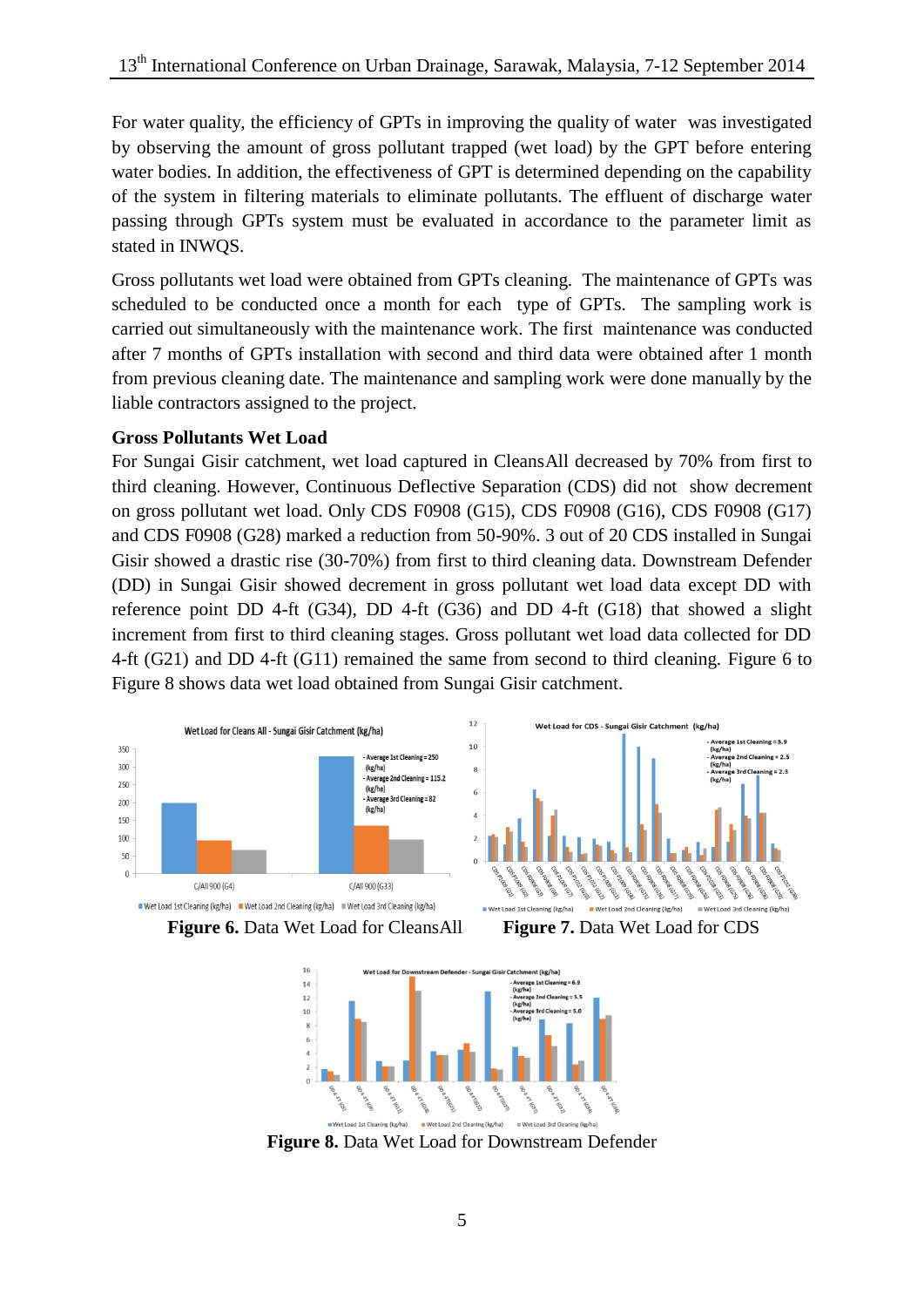For water quality, the efficiency of GPTs in improving the quality of water was investigated by observing the amount of gross pollutant trapped (wet load) by the GPT before entering water bodies. In addition, the effectiveness of GPT is determined depending on the capability of the system in filtering materials to eliminate pollutants. The effluent of discharge water passing through GPTs system must be evaluated in accordance to the parameter limit as stated in INWQS.

Gross pollutants wet load were obtained from GPTs cleaning. The maintenance of GPTs was scheduled to be conducted once a month for each type of GPTs. The sampling work is carried out simultaneously with the maintenance work. The first maintenance was conducted after 7 months of GPTs installation with second and third data were obtained after 1 month from previous cleaning date. The maintenance and sampling work were done manually by the liable contractors assigned to the project.

**Gross Pollutants Wet Load**

For Sungai Gisir catchment, wet load captured in CleansAll decreased by 70% from first to third cleaning. However, Continuous Deflective Separation (CDS) did not show decrement on gross pollutant wet load. Only CDS F0908 (G15), CDS F0908 (G16), CDS F0908 (G17) and CDS F0908 (G28) marked a reduction from 50-90%. 3 out of 20 CDS installed in Sungai Gisir showed a drastic rise (30-70%) from first to third cleaning data. Downstream Defender (DD) in Sungai Gisir showed decrement in gross pollutant wet load data except DD with reference point DD 4-ft (G34), DD 4-ft (G36) and DD 4-ft (G18) that showed a slight increment from first to third cleaning stages. Gross pollutant wet load data collected for DD 4-ft (G21) and DD 4-ft (G11) remained the same from second to third cleaning. Figure 6 to Figure 8 shows data wet load obtained from Sungai Gisir catchment.

**Figure 6.** Data Wet Load for CleansAll

**Figure 7.** Data Wet Load for CDS

**Figure 8.** Data Wet Load for Downstream Defender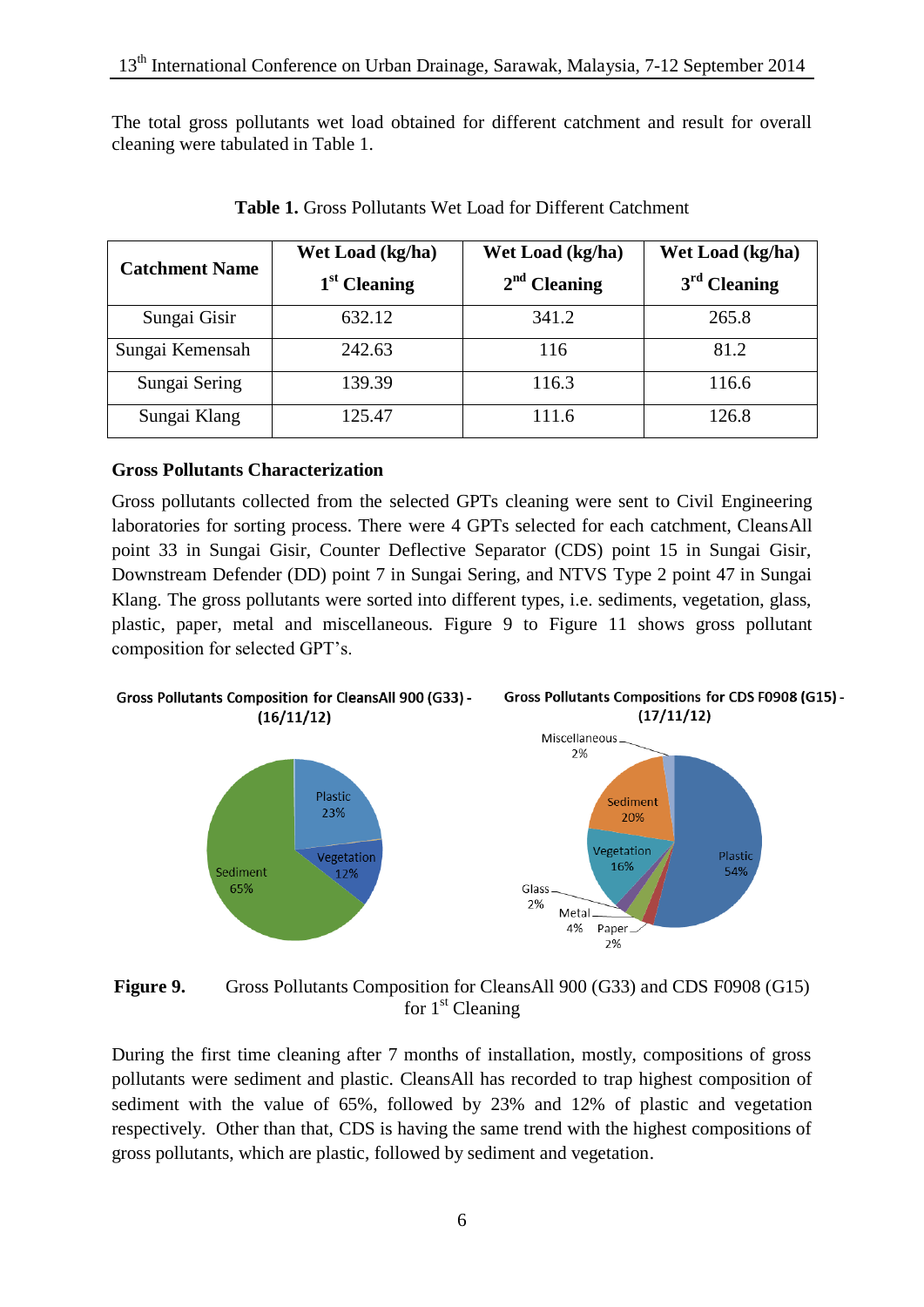The total gross pollutants wet load obtained for different catchment and result for overall cleaning were tabulated in Table 1.

**Table 1.** Gross Pollutants Wet Load for Different Catchment

| Catchment Name | Wet Load (kg/ha) 1st Cleaning | Wet Load (kg/ha) 2nd Cleaning | Wet Load (kg/ha) 3rd Cleaning |
|---|---|---|---|
| Sungai Gisir | 632.12 | 341.2 | 265.8 |
| Sungai Kemensah | 242.63 | 116 | 81.2 |
| Sungai Sering | 139.39 | 116.3 | 116.6 |
| Sungai Klang | 125.47 | 111.6 | 126.8 |

### Gross Pollutants Characterization

Gross pollutants collected from the selected GPTs cleaning were sent to Civil Engineering laboratories for sorting process. There were 4 GPTs selected for each catchment, CleansAll point 33 in Sungai Gisir, Counter Deflective Separator (CDS) point 15 in Sungai Gisir, Downstream Defender (DD) point 7 in Sungai Sering, and NTVS Type 2 point 47 in Sungai Klang. The gross pollutants were sorted into different types, i.e. sediments, vegetation, glass, plastic, paper, metal and miscellaneous. Figure 9 to Figure 11 shows gross pollutant composition for selected GPT's.

**Figure 9.** Gross Pollutants Composition for CleansAll 900 (G33) and CDS F0908 (G15) for 1st Cleaning

During the first time cleaning after 7 months of installation, mostly, compositions of gross pollutants were sediment and plastic. CleansAll has recorded to trap highest composition of sediment with the value of 65%, followed by 23% and 12% of plastic and vegetation respectively. Other than that, CDS is having the same trend with the highest compositions of gross pollutants, which are plastic, followed by sediment and vegetation.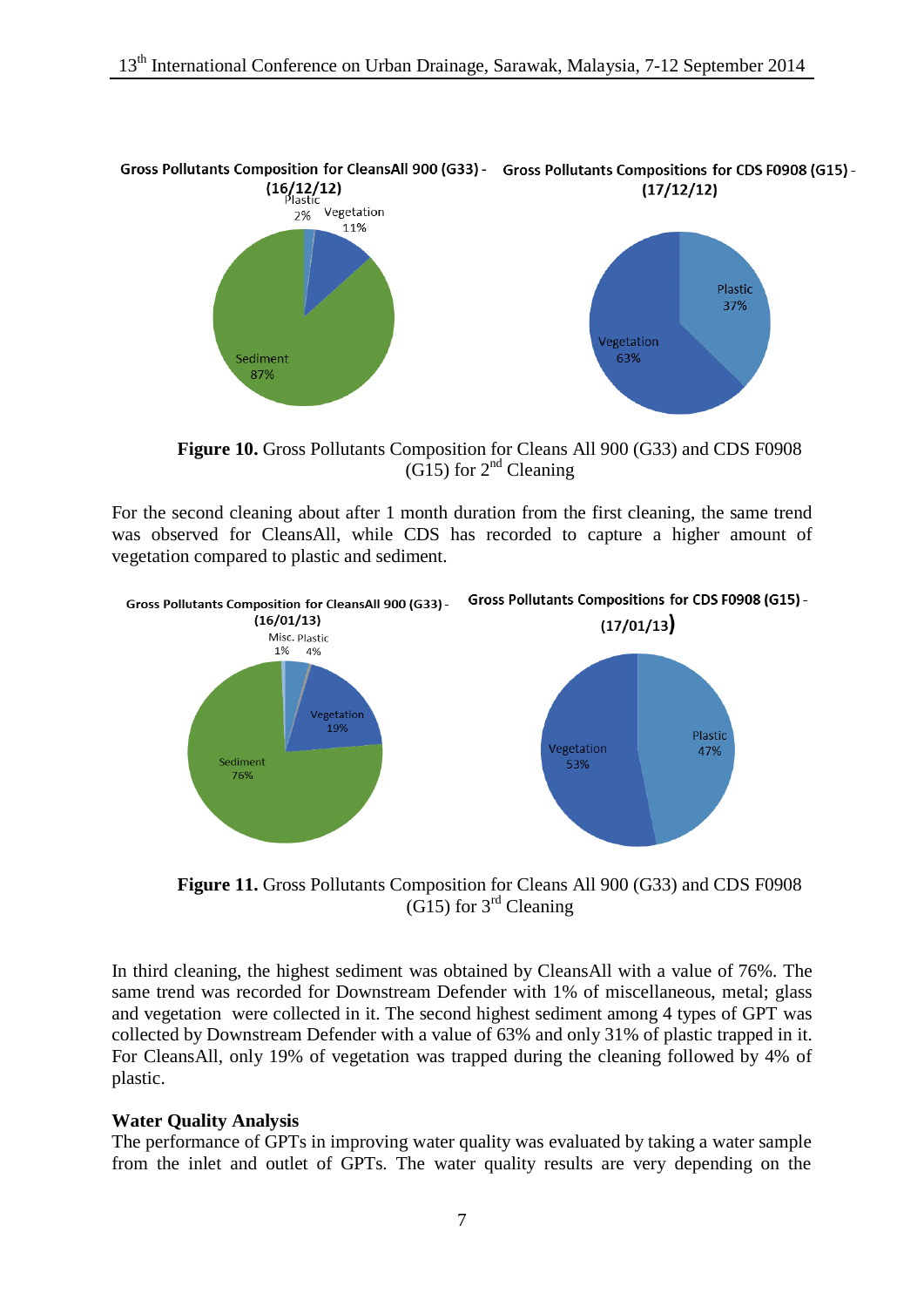Gross Pollutants Composition for CleansAll 900 (G33) - (16/12/12)

Plastic 2%, Vegetation 11%, Sediment 87%

Gross Pollutants Compositions for CDS F0908 (G15) - (17/12/12)

Plastic 37%, Vegetation 63%

**Figure 10.** Gross Pollutants Composition for Cleans All 900 (G33) and CDS F0908 (G15) for 2nd Cleaning

For the second cleaning about after 1 month duration from the first cleaning, the same trend was observed for CleansAll, while CDS has recorded to capture a higher amount of vegetation compared to plastic and sediment.

Gross Pollutants Composition for CleansAll 900 (G33) - (16/01/13)

Misc. 1%, Plastic 4%, Vegetation 19%, Sediment 76%

Gross Pollutants Compositions for CDS F0908 (G15) - (17/01/13)

Plastic 47%, Vegetation 53%

**Figure 11.** Gross Pollutants Composition for Cleans All 900 (G33) and CDS F0908 (G15) for 3rd Cleaning

In third cleaning, the highest sediment was obtained by CleansAll with a value of 76%. The same trend was recorded for Downstream Defender with 1% of miscellaneous, metal; glass and vegetation were collected in it. The second highest sediment among 4 types of GPT was collected by Downstream Defender with a value of 63% and only 31% of plastic trapped in it. For CleansAll, only 19% of vegetation was trapped during the cleaning followed by 4% of plastic.

**Water Quality Analysis**

The performance of GPTs in improving water quality was evaluated by taking a water sample from the inlet and outlet of GPTs. The water quality results are very depending on the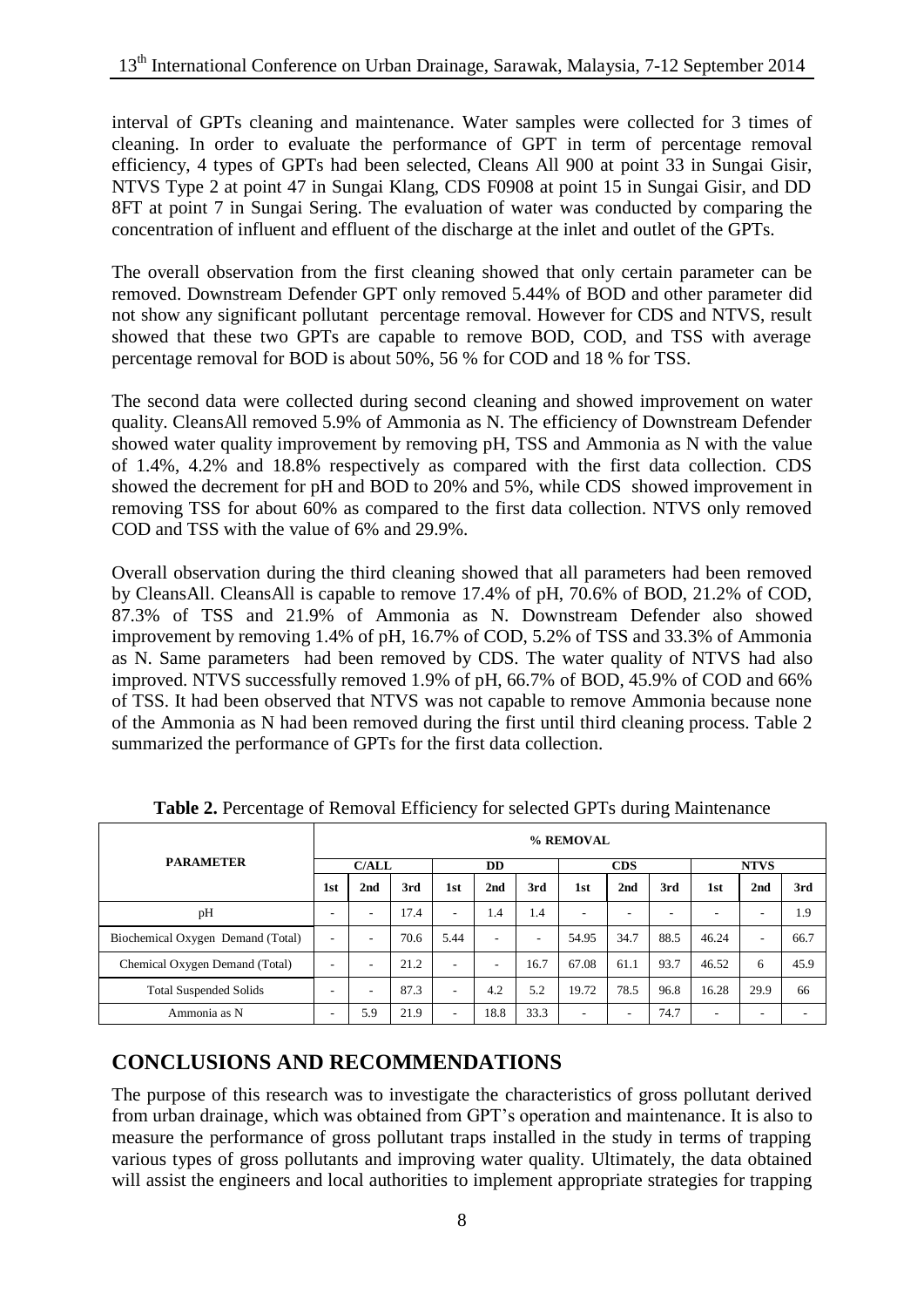interval of GPTs cleaning and maintenance. Water samples were collected for 3 times of cleaning. In order to evaluate the performance of GPT in term of percentage removal efficiency, 4 types of GPTs had been selected, Cleans All 900 at point 33 in Sungai Gisir, NTVS Type 2 at point 47 in Sungai Klang, CDS F0908 at point 15 in Sungai Gisir, and DD 8FT at point 7 in Sungai Sering. The evaluation of water was conducted by comparing the concentration of influent and effluent of the discharge at the inlet and outlet of the GPTs.

The overall observation from the first cleaning showed that only certain parameter can be removed. Downstream Defender GPT only removed 5.44% of BOD and other parameter did not show any significant pollutant percentage removal. However for CDS and NTVS, result showed that these two GPTs are capable to remove BOD, COD, and TSS with average percentage removal for BOD is about 50%, 56 % for COD and 18 % for TSS.

The second data were collected during second cleaning and showed improvement on water quality. CleansAll removed 5.9% of Ammonia as N. The efficiency of Downstream Defender showed water quality improvement by removing pH, TSS and Ammonia as N with the value of 1.4%, 4.2% and 18.8% respectively as compared with the first data collection. CDS showed the decrement for pH and BOD to 20% and 5%, while CDS showed improvement in removing TSS for about 60% as compared to the first data collection. NTVS only removed COD and TSS with the value of 6% and 29.9%.

Overall observation during the third cleaning showed that all parameters had been removed by CleansAll. CleansAll is capable to remove 17.4% of pH, 70.6% of BOD, 21.2% of COD, 87.3% of TSS and 21.9% of Ammonia as N. Downstream Defender also showed improvement by removing 1.4% of pH, 16.7% of COD, 5.2% of TSS and 33.3% of Ammonia as N. Same parameters had been removed by CDS. The water quality of NTVS had also improved. NTVS successfully removed 1.9% of pH, 66.7% of BOD, 45.9% of COD and 66% of TSS. It had been observed that NTVS was not capable to remove Ammonia because none of the Ammonia as N had been removed during the first until third cleaning process. Table 2 summarized the performance of GPTs for the first data collection.

**Table 2.** Percentage of Removal Efficiency for selected GPTs during Maintenance

| PARAMETER | % REMOVAL | | | | | | | | | | | |
|---|---|---|---|---|---|---|---|---|---|---|---|---|
| | C/ALL | | | DD | | | CDS | | | NTVS | | |
| | 1st | 2nd | 3rd | 1st | 2nd | 3rd | 1st | 2nd | 3rd | 1st | 2nd | 3rd |
| pH | - | - | 17.4 | - | 1.4 | 1.4 | - | - | - | - | - | 1.9 |
| Biochemical Oxygen Demand (Total) | - | - | 70.6 | 5.44 | - | - | 54.95 | 34.7 | 88.5 | 46.24 | - | 66.7 |
| Chemical Oxygen Demand (Total) | - | - | 21.2 | - | - | 16.7 | 67.08 | 61.1 | 93.7 | 46.52 | 6 | 45.9 |
| Total Suspended Solids | - | - | 87.3 | - | 4.2 | 5.2 | 19.72 | 78.5 | 96.8 | 16.28 | 29.9 | 66 |
| Ammonia as N | - | 5.9 | 21.9 | - | 18.8 | 33.3 | - | - | 74.7 | - | - | - |

## CONCLUSIONS AND RECOMMENDATIONS

The purpose of this research was to investigate the characteristics of gross pollutant derived from urban drainage, which was obtained from GPT's operation and maintenance. It is also to measure the performance of gross pollutant traps installed in the study in terms of trapping various types of gross pollutants and improving water quality. Ultimately, the data obtained will assist the engineers and local authorities to implement appropriate strategies for trapping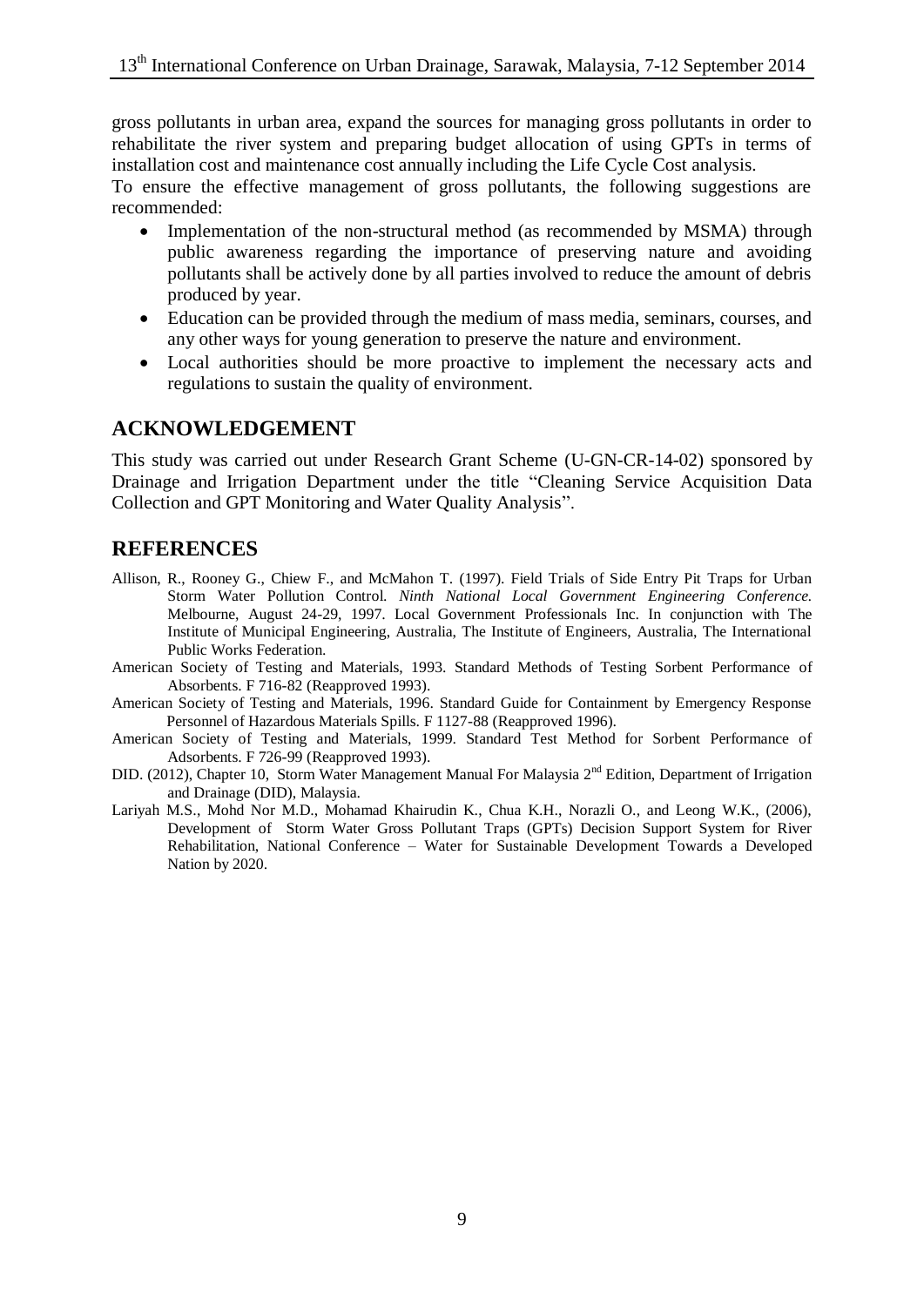gross pollutants in urban area, expand the sources for managing gross pollutants in order to rehabilitate the river system and preparing budget allocation of using GPTs in terms of installation cost and maintenance cost annually including the Life Cycle Cost analysis.

To ensure the effective management of gross pollutants, the following suggestions are recommended:

- Implementation of the non-structural method (as recommended by MSMA) through public awareness regarding the importance of preserving nature and avoiding pollutants shall be actively done by all parties involved to reduce the amount of debris produced by year.
- Education can be provided through the medium of mass media, seminars, courses, and any other ways for young generation to preserve the nature and environment.
- Local authorities should be more proactive to implement the necessary acts and regulations to sustain the quality of environment.

## ACKNOWLEDGEMENT

This study was carried out under Research Grant Scheme (U-GN-CR-14-02) sponsored by Drainage and Irrigation Department under the title "Cleaning Service Acquisition Data Collection and GPT Monitoring and Water Quality Analysis".

## REFERENCES

Allison, R., Rooney G., Chiew F., and McMahon T. (1997). Field Trials of Side Entry Pit Traps for Urban Storm Water Pollution Control. *Ninth National Local Government Engineering Conference.* Melbourne, August 24-29, 1997. Local Government Professionals Inc. In conjunction with The Institute of Municipal Engineering, Australia, The Institute of Engineers, Australia, The International Public Works Federation.

American Society of Testing and Materials, 1993. Standard Methods of Testing Sorbent Performance of Absorbents. F 716-82 (Reapproved 1993).

American Society of Testing and Materials, 1996. Standard Guide for Containment by Emergency Response Personnel of Hazardous Materials Spills. F 1127-88 (Reapproved 1996).

American Society of Testing and Materials, 1999. Standard Test Method for Sorbent Performance of Adsorbents. F 726-99 (Reapproved 1993).

DID. (2012), Chapter 10, Storm Water Management Manual For Malaysia 2nd Edition, Department of Irrigation and Drainage (DID), Malaysia.

Lariyah M.S., Mohd Nor M.D., Mohamad Khairudin K., Chua K.H., Norazli O., and Leong W.K., (2006), Development of Storm Water Gross Pollutant Traps (GPTs) Decision Support System for River Rehabilitation, National Conference – Water for Sustainable Development Towards a Developed Nation by 2020.